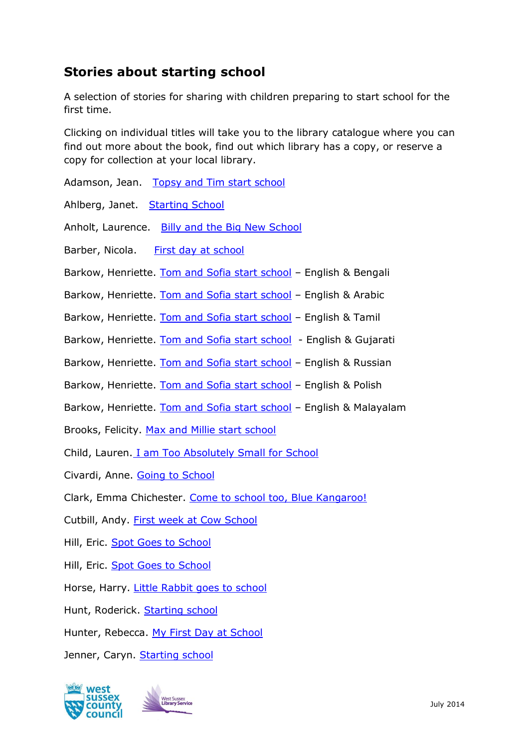## Stories about starting school

A selection of stories for sharing with children preparing to start school for the first time.

Clicking on individual titles will take you to the library catalogue where you can find out more about the book, find out which library has a copy, or reserve a copy for collection at your local library.

Adamson, Jean. Topsy and Tim start school

Ahlberg, Janet. Starting School

Anholt, Laurence. Billy and the Big New School

Barber, Nicola. First day at school

Barkow, Henriette. Tom and Sofia start school – English & Bengali

Barkow, Henriette. Tom and Sofia start school – English & Arabic

Barkow, Henriette. Tom and Sofia start school – English & Tamil

Barkow, Henriette. Tom and Sofia start school - English & Gujarati

Barkow, Henriette. Tom and Sofia start school – English & Russian

Barkow, Henriette. Tom and Sofia start school – English & Polish

Barkow, Henriette. Tom and Sofia start school – English & Malayalam

Brooks, Felicity. Max and Millie start school

Child, Lauren. I am Too Absolutely Small for School

Civardi, Anne. Going to School

Clark, Emma Chichester. Come to school too, Blue Kangaroo!

Cutbill, Andy. First week at Cow School

Hill, Eric. Spot Goes to School

Hill, Eric. Spot Goes to School

Horse, Harry. Little Rabbit goes to school

Hunt, Roderick. Starting school

Hunter, Rebecca. My First Day at School

Jenner, Caryn. Starting school

July 2014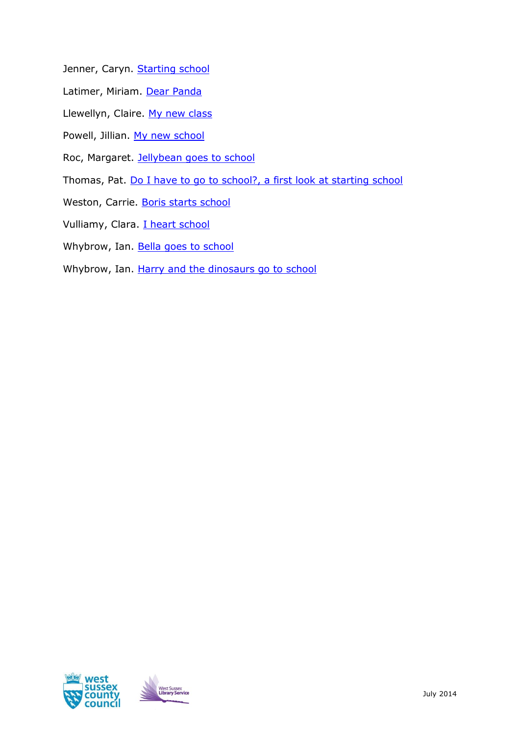Jenner, Caryn. Starting school

Latimer, Miriam. Dear Panda

Llewellyn, Claire. My new class

Powell, Jillian. My new school

Roc, Margaret. Jellybean goes to school

Thomas, Pat. Do I have to go to school?, a first look at starting school

Weston, Carrie. Boris starts school

Vulliamy, Clara. I heart school

Whybrow, Ian. Bella goes to school

Whybrow, Ian. Harry and the dinosaurs go to school

July 2014